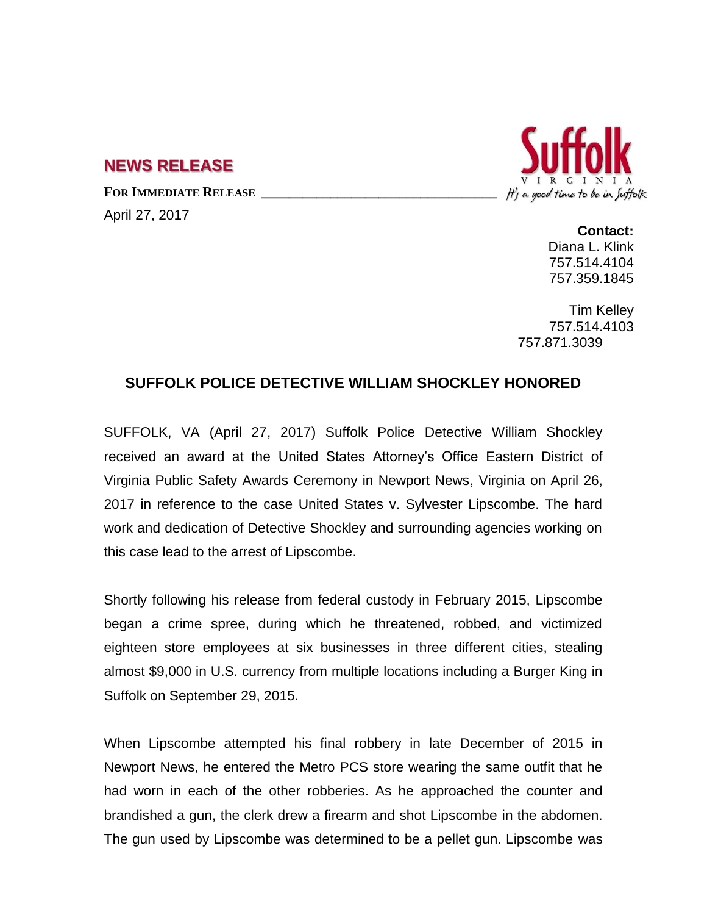## NEWS RELEASE

**FOR IMMEDIATE RELEASE**

April 27, 2017

Suffolk VIRGINIA *It's a good time to be in Suffolk*

**Contact:**
Diana L. Klink
757.514.4104
757.359.1845

Tim Kelley
757.514.4103
757.871.3039

### SUFFOLK POLICE DETECTIVE WILLIAM SHOCKLEY HONORED

SUFFOLK, VA (April 27, 2017) Suffolk Police Detective William Shockley received an award at the United States Attorney's Office Eastern District of Virginia Public Safety Awards Ceremony in Newport News, Virginia on April 26, 2017 in reference to the case United States v. Sylvester Lipscombe. The hard work and dedication of Detective Shockley and surrounding agencies working on this case lead to the arrest of Lipscombe.

Shortly following his release from federal custody in February 2015, Lipscombe began a crime spree, during which he threatened, robbed, and victimized eighteen store employees at six businesses in three different cities, stealing almost $9,000 in U.S. currency from multiple locations including a Burger King in Suffolk on September 29, 2015.

When Lipscombe attempted his final robbery in late December of 2015 in Newport News, he entered the Metro PCS store wearing the same outfit that he had worn in each of the other robberies. As he approached the counter and brandished a gun, the clerk drew a firearm and shot Lipscombe in the abdomen. The gun used by Lipscombe was determined to be a pellet gun. Lipscombe was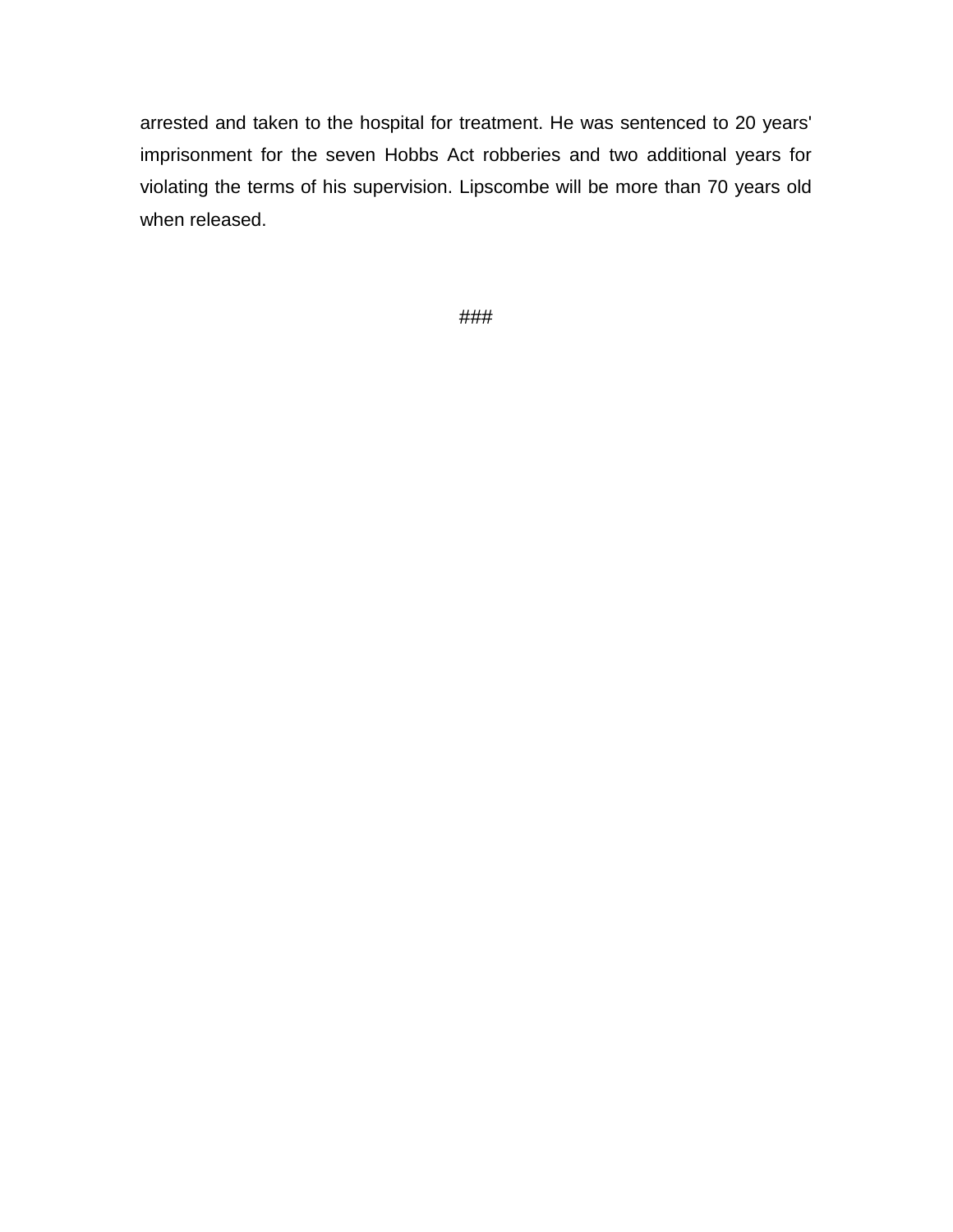arrested and taken to the hospital for treatment. He was sentenced to 20 years' imprisonment for the seven Hobbs Act robberies and two additional years for violating the terms of his supervision. Lipscombe will be more than 70 years old when released.

###